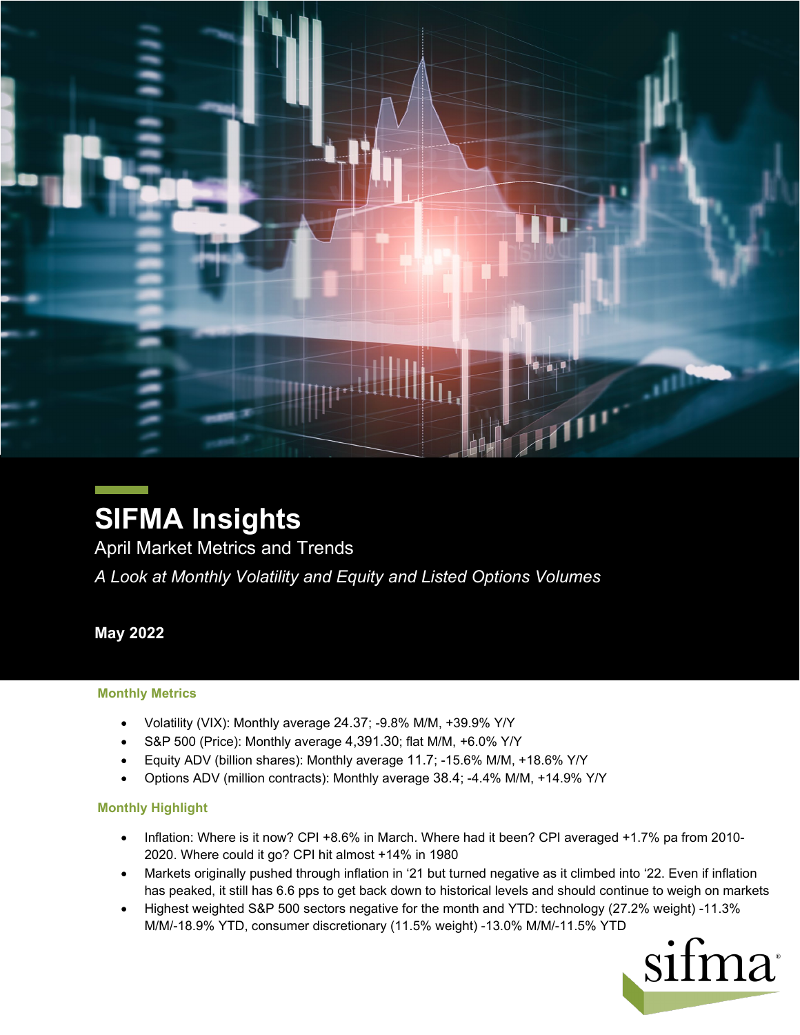# SIFMA Insights

## April Market Metrics and Trends

*A Look at Monthly Volatility and Equity and Listed Options Volumes*

**May 2022**

### Monthly Metrics

- Volatility (VIX): Monthly average 24.37; -9.8% M/M, +39.9% Y/Y
- S&P 500 (Price): Monthly average 4,391.30; flat M/M, +6.0% Y/Y
- Equity ADV (billion shares): Monthly average 11.7; -15.6% M/M, +18.6% Y/Y
- Options ADV (million contracts): Monthly average 38.4; -4.4% M/M, +14.9% Y/Y

### Monthly Highlight

- Inflation: Where is it now? CPI +8.6% in March. Where had it been? CPI averaged +1.7% pa from 2010-2020. Where could it go? CPI hit almost +14% in 1980
- Markets originally pushed through inflation in '21 but turned negative as it climbed into '22. Even if inflation has peaked, it still has 6.6 pps to get back down to historical levels and should continue to weigh on markets
- Highest weighted S&P 500 sectors negative for the month and YTD: technology (27.2% weight) -11.3% M/M/-18.9% YTD, consumer discretionary (11.5% weight) -13.0% M/M/-11.5% YTD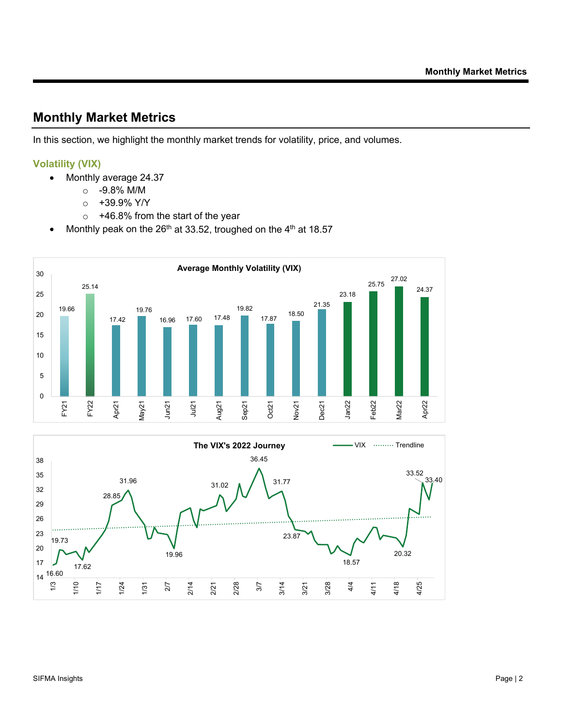# Monthly Market Metrics

In this section, we highlight the monthly market trends for volatility, price, and volumes.

### Volatility (VIX)

- Monthly average 24.37
  - -9.8% M/M
  - +39.9% Y/Y
  - +46.8% from the start of the year
- Monthly peak on the 26th at 33.52, troughed on the 4th at 18.57

**Average Monthly Volatility (VIX)**

| FY21 | FY22 | Apr21 | May21 | Jun21 | Jul21 | Aug21 | Sep21 | Oct21 | Nov21 | Dec21 | Jan22 | Feb22 | Mar22 | Apr22 |
|---|---|---|---|---|---|---|---|---|---|---|---|---|---|---|
| 19.66 | 25.14 | 17.42 | 19.76 | 16.96 | 17.60 | 17.48 | 19.82 | 17.87 | 18.50 | 21.35 | 23.18 | 25.75 | 27.02 | 24.37 |

**The VIX's 2022 Journey**

(Chart labels: VIX, Trendline; annotated values: 16.60, 19.73, 17.62, 28.85, 31.96, 19.96, 31.02, 36.45, 31.77, 23.87, 18.57, 20.32, 33.52, 33.40; x-axis: 1/3, 1/10, 1/17, 1/24, 1/31, 2/7, 2/14, 2/21, 2/28, 3/7, 3/14, 3/21, 3/28, 4/4, 4/11, 4/18, 4/25)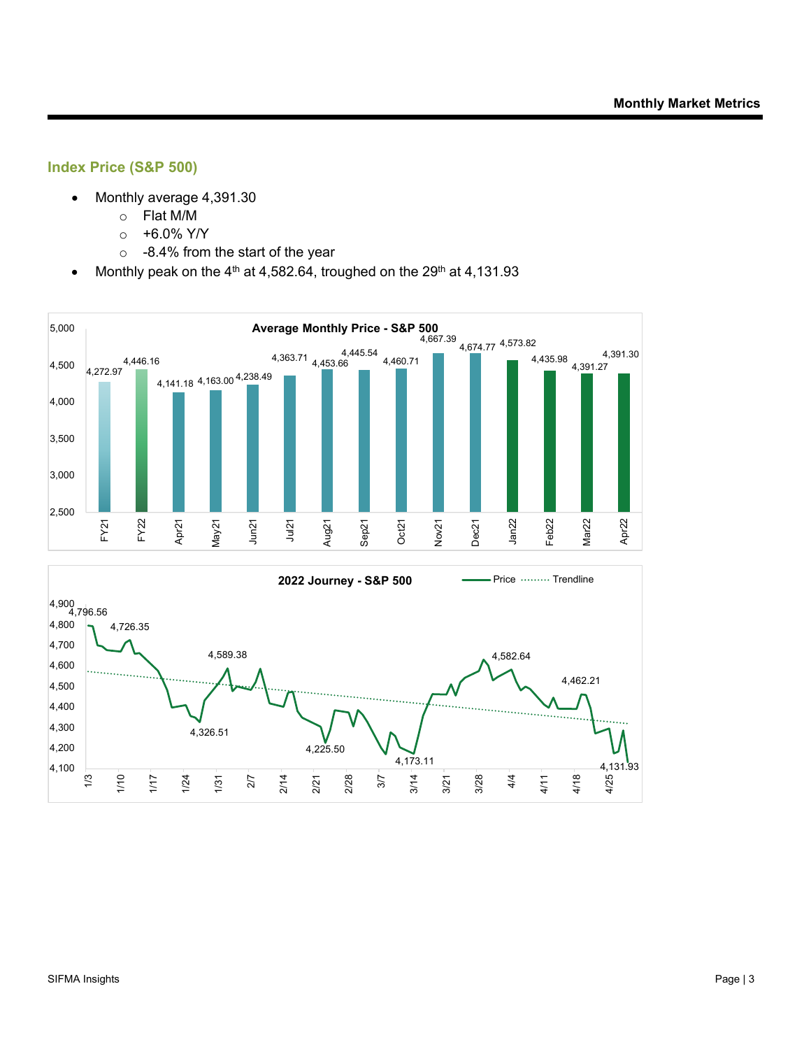## Index Price (S&P 500)

- Monthly average 4,391.30
  - Flat M/M
  - +6.0% Y/Y
  - -8.4% from the start of the year
- Monthly peak on the 4th at 4,582.64, troughed on the 29th at 4,131.93

**Average Monthly Price - S&P 500**

| Period | Average Price |
|---|---|
| FY21 | 4,272.97 |
| FY22 | 4,446.16 |
| Apr21 | 4,141.18 |
| May21 | 4,163.00 |
| Jun21 | 4,238.49 |
| Jul21 | 4,363.71 |
| Aug21 | 4,453.66 |
| Sep21 | 4,445.54 |
| Oct21 | 4,460.71 |
| Nov21 | 4,667.39 |
| Dec21 | 4,674.77 |
| Jan22 | 4,573.82 |
| Feb22 | 4,435.98 |
| Mar22 | 4,391.27 |
| Apr22 | 4,391.30 |

**2022 Journey - S&P 500**

Price / Trendline

Labeled points: 4,796.56; 4,726.35; 4,589.38; 4,326.51; 4,225.50; 4,173.11; 4,582.64; 4,462.21; 4,131.93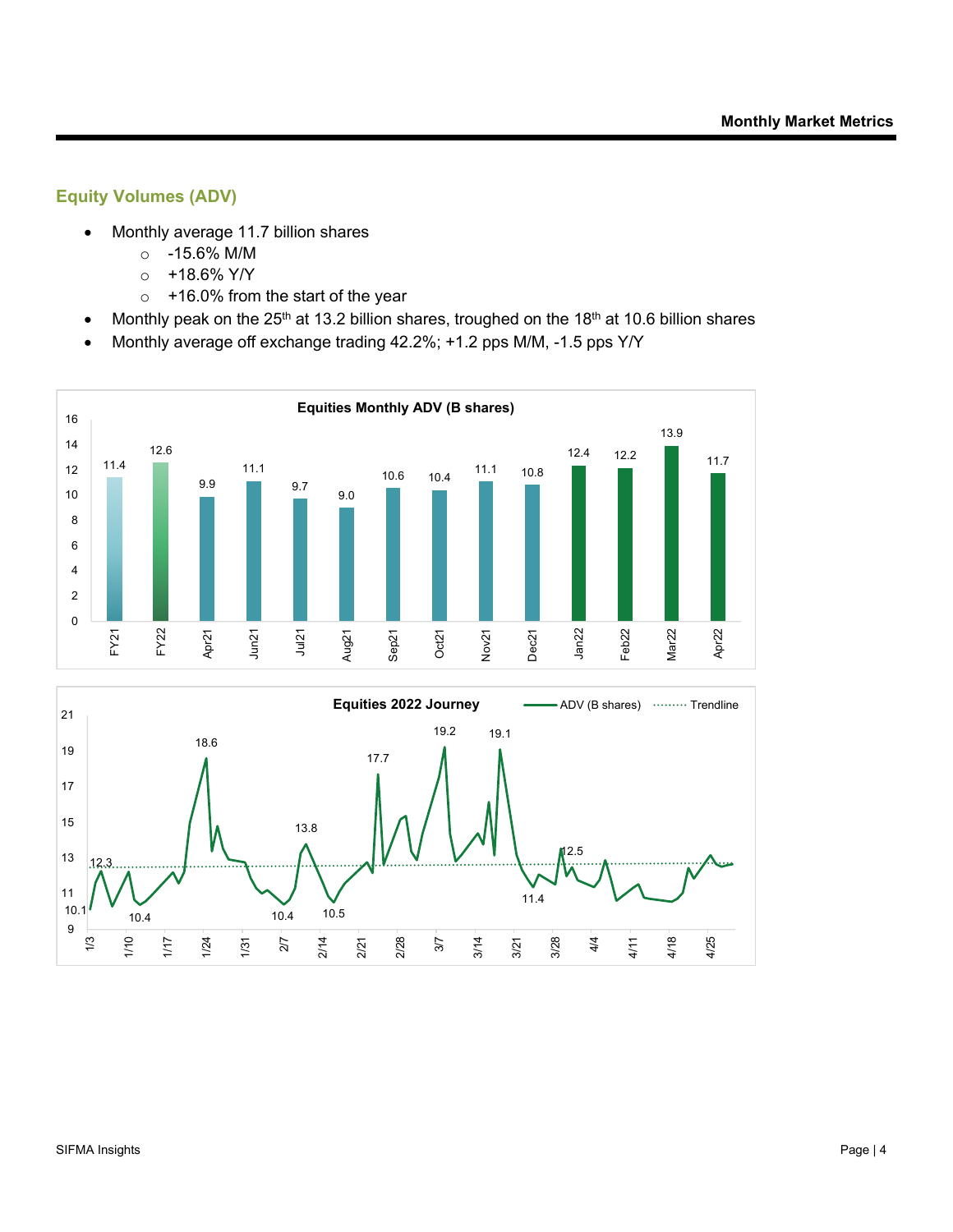## Equity Volumes (ADV)

- Monthly average 11.7 billion shares
  - -15.6% M/M
  - +18.6% Y/Y
  - +16.0% from the start of the year
- Monthly peak on the 25th at 13.2 billion shares, troughed on the 18th at 10.6 billion shares
- Monthly average off exchange trading 42.2%; +1.2 pps M/M, -1.5 pps Y/Y

**Equities Monthly ADV (B shares)**

| Period | ADV (B shares) |
|---|---|
| FY21 | 11.4 |
| FY22 | 12.6 |
| Apr21 | 9.9 |
| Jun21 | 11.1 |
| Jul21 | 9.7 |
| Aug21 | 9.0 |
| Sep21 | 10.6 |
| Oct21 | 10.4 |
| Nov21 | 11.1 |
| Dec21 | 10.8 |
| Jan22 | 12.4 |
| Feb22 | 12.2 |
| Mar22 | 13.9 |
| Apr22 | 11.7 |

**Equities 2022 Journey**

Legend: ADV (B shares); Trendline

Labeled values: 10.1, 12.3, 10.4, 18.6, 10.4, 13.8, 10.5, 17.7, 19.2, 19.1, 11.4, 12.5

X-axis: 1/3, 1/10, 1/17, 1/24, 1/31, 2/7, 2/14, 2/21, 2/28, 3/7, 3/14, 3/21, 3/28, 4/4, 4/11, 4/18, 4/25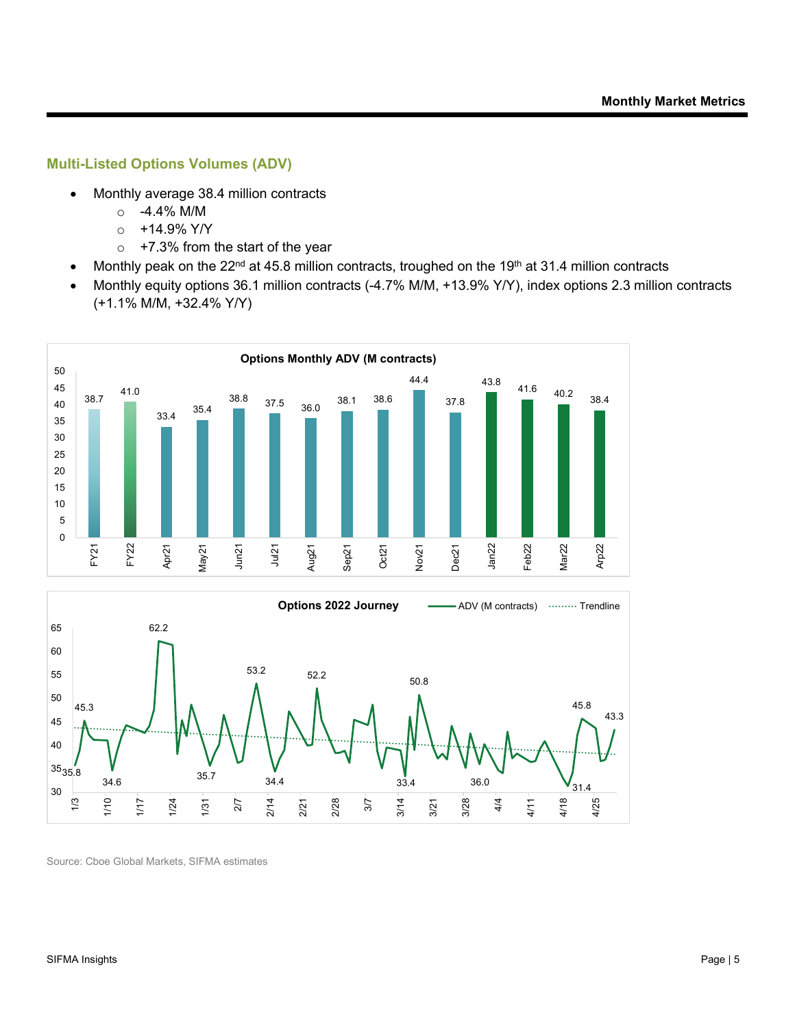## Multi-Listed Options Volumes (ADV)

- Monthly average 38.4 million contracts
  - -4.4% M/M
  - +14.9% Y/Y
  - +7.3% from the start of the year
- Monthly peak on the 22nd at 45.8 million contracts, troughed on the 19th at 31.4 million contracts
- Monthly equity options 36.1 million contracts (-4.7% M/M, +13.9% Y/Y), index options 2.3 million contracts (+1.1% M/M, +32.4% Y/Y)

**Options Monthly ADV (M contracts)**

| FY21 | FY22 | Apr21 | May21 | Jun21 | Jul21 | Aug21 | Sep21 | Oct21 | Nov21 | Dec21 | Jan22 | Feb22 | Mar22 | Arp22 |
|---|---|---|---|---|---|---|---|---|---|---|---|---|---|---|
| 38.7 | 41.0 | 33.4 | 35.4 | 38.8 | 37.5 | 36.0 | 38.1 | 38.6 | 44.4 | 37.8 | 43.8 | 41.6 | 40.2 | 38.4 |

**Options 2022 Journey**

ADV (M contracts) · Trendline

Source: Cboe Global Markets, SIFMA estimates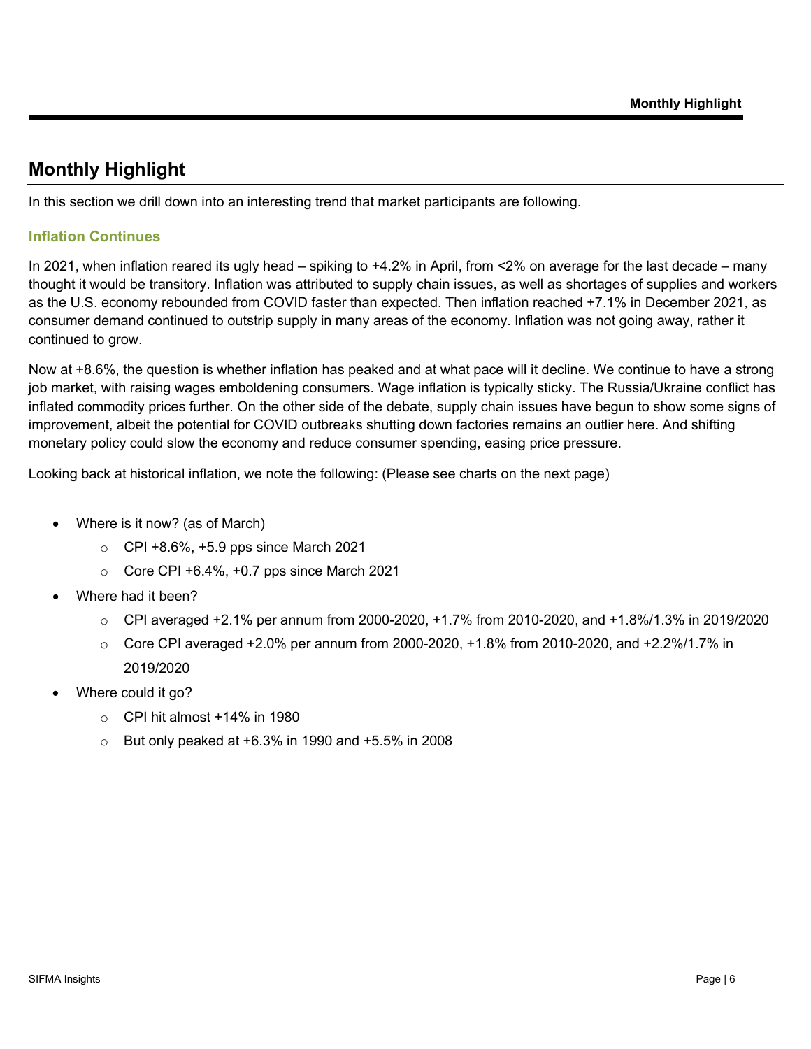## Monthly Highlight

In this section we drill down into an interesting trend that market participants are following.

### Inflation Continues

In 2021, when inflation reared its ugly head – spiking to +4.2% in April, from <2% on average for the last decade – many thought it would be transitory. Inflation was attributed to supply chain issues, as well as shortages of supplies and workers as the U.S. economy rebounded from COVID faster than expected. Then inflation reached +7.1% in December 2021, as consumer demand continued to outstrip supply in many areas of the economy. Inflation was not going away, rather it continued to grow.

Now at +8.6%, the question is whether inflation has peaked and at what pace will it decline. We continue to have a strong job market, with raising wages emboldening consumers. Wage inflation is typically sticky. The Russia/Ukraine conflict has inflated commodity prices further. On the other side of the debate, supply chain issues have begun to show some signs of improvement, albeit the potential for COVID outbreaks shutting down factories remains an outlier here. And shifting monetary policy could slow the economy and reduce consumer spending, easing price pressure.

Looking back at historical inflation, we note the following: (Please see charts on the next page)

- Where is it now? (as of March)
  - CPI +8.6%, +5.9 pps since March 2021
  - Core CPI +6.4%, +0.7 pps since March 2021
- Where had it been?
  - CPI averaged +2.1% per annum from 2000-2020, +1.7% from 2010-2020, and +1.8%/1.3% in 2019/2020
  - Core CPI averaged +2.0% per annum from 2000-2020, +1.8% from 2010-2020, and +2.2%/1.7% in 2019/2020
- Where could it go?
  - CPI hit almost +14% in 1980
  - But only peaked at +6.3% in 1990 and +5.5% in 2008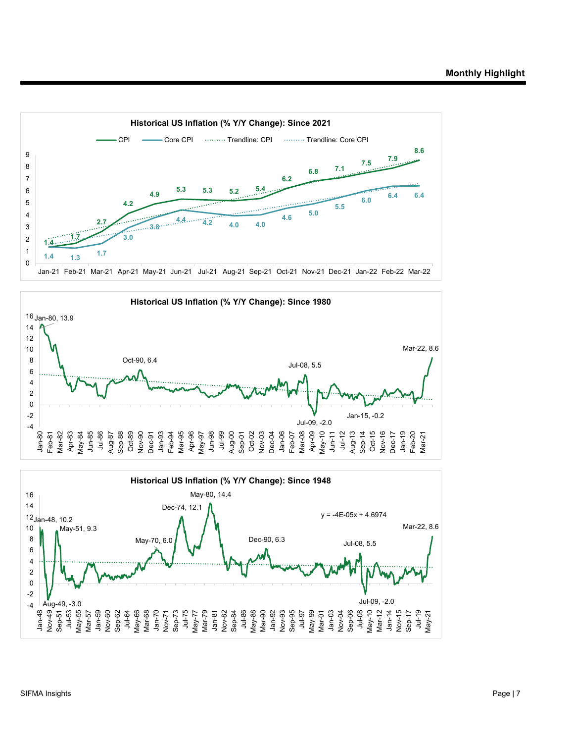**Historical US Inflation (% Y/Y Change): Since 2021**

| | Jan-21 | Feb-21 | Mar-21 | Apr-21 | May-21 | Jun-21 | Jul-21 | Aug-21 | Sep-21 | Oct-21 | Nov-21 | Dec-21 | Jan-22 | Feb-22 | Mar-22 |
|---|---|---|---|---|---|---|---|---|---|---|---|---|---|---|---|
| CPI | 1.4 | 1.7 | 2.7 | 4.2 | 4.9 | 5.3 | 5.3 | 5.2 | 5.4 | 6.2 | 6.8 | 7.1 | 7.5 | 7.9 | 8.6 |
| Core CPI | 1.4 | 1.3 | 1.7 | 3.0 | 3.8 | 4.4 | 4.2 | 4.0 | 4.0 | 4.6 | 5.0 | 5.5 | 6.0 | 6.4 | 6.4 |

**Historical US Inflation (% Y/Y Change): Since 1980**

Labeled points: Jan-80, 13.9; Oct-90, 6.4; Jul-08, 5.5; Jul-09, -2.0; Jan-15, -0.2; Mar-22, 8.6

**Historical US Inflation (% Y/Y Change): Since 1948**

Labeled points: Jan-48, 10.2; Aug-49, -3.0; May-51, 9.3; May-70, 6.0; Dec-74, 12.1; May-80, 14.4; Dec-90, 6.3; Jul-08, 5.5; Jul-09, -2.0; Mar-22, 8.6

$y = -4E\text{-}05x + 4.6974$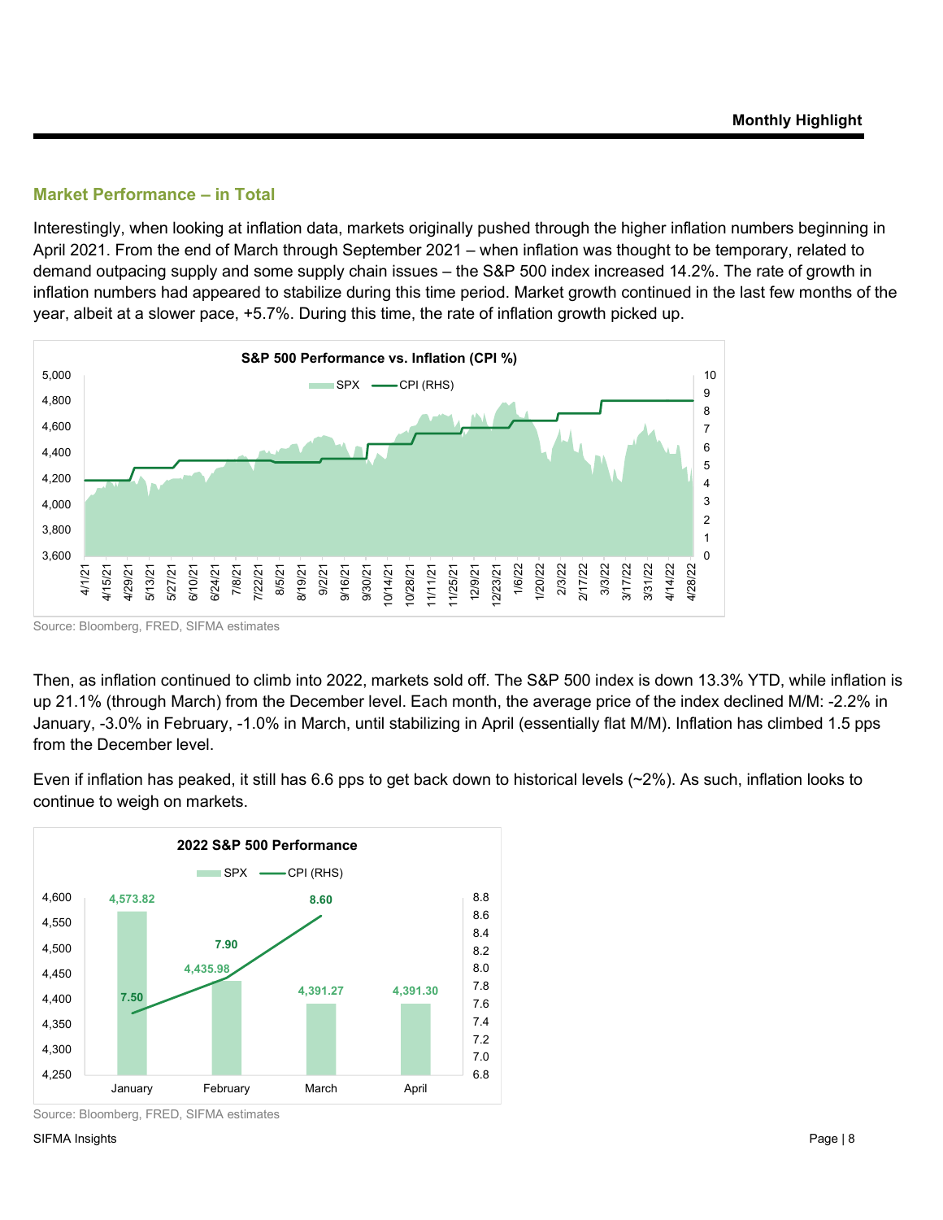## Market Performance – in Total

Interestingly, when looking at inflation data, markets originally pushed through the higher inflation numbers beginning in April 2021. From the end of March through September 2021 – when inflation was thought to be temporary, related to demand outpacing supply and some supply chain issues – the S&P 500 index increased 14.2%. The rate of growth in inflation numbers had appeared to stabilize during this time period. Market growth continued in the last few months of the year, albeit at a slower pace, +5.7%. During this time, the rate of inflation growth picked up.

**S&P 500 Performance vs. Inflation (CPI %)**

Source: Bloomberg, FRED, SIFMA estimates

Then, as inflation continued to climb into 2022, markets sold off. The S&P 500 index is down 13.3% YTD, while inflation is up 21.1% (through March) from the December level. Each month, the average price of the index declined M/M: -2.2% in January, -3.0% in February, -1.0% in March, until stabilizing in April (essentially flat M/M). Inflation has climbed 1.5 pps from the December level.

Even if inflation has peaked, it still has 6.6 pps to get back down to historical levels (~2%). As such, inflation looks to continue to weigh on markets.

**2022 S&P 500 Performance**

| Month | SPX | CPI (RHS) |
|---|---|---|
| January | 4,573.82 | 7.50 |
| February | 4,435.98 | 7.90 |
| March | 4,391.27 | 8.60 |
| April | 4,391.30 | |

Source: Bloomberg, FRED, SIFMA estimates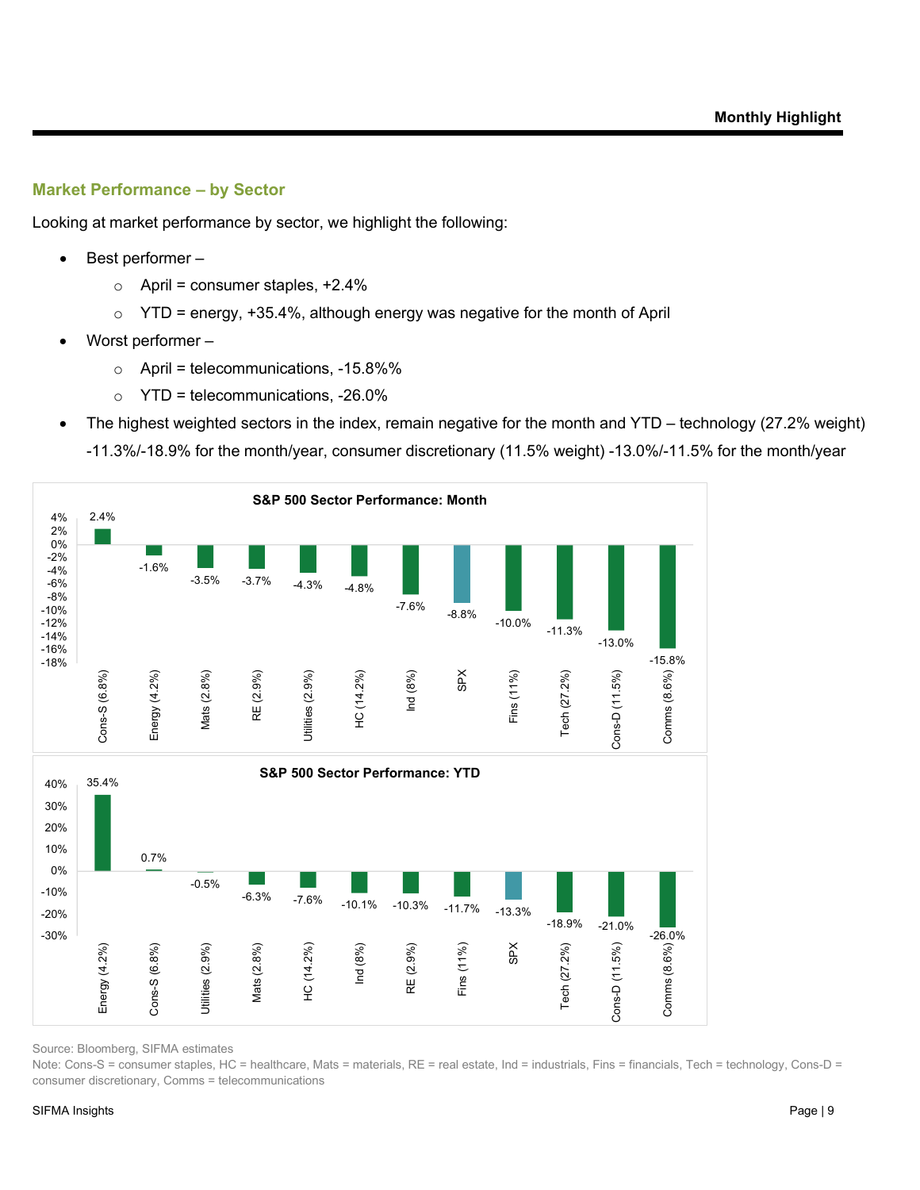## Market Performance – by Sector

Looking at market performance by sector, we highlight the following:

- Best performer –
  - April = consumer staples, +2.4%
  - YTD = energy, +35.4%, although energy was negative for the month of April
- Worst performer –
  - April = telecommunications, -15.8%%
  - YTD = telecommunications, -26.0%
- The highest weighted sectors in the index, remain negative for the month and YTD – technology (27.2% weight) -11.3%/-18.9% for the month/year, consumer discretionary (11.5% weight) -13.0%/-11.5% for the month/year

**S&P 500 Sector Performance: Month**

| Sector | Performance |
|---|---|
| Cons-S (6.8%) | 2.4% |
| Energy (4.2%) | -1.6% |
| Mats (2.8%) | -3.5% |
| RE (2.9%) | -3.7% |
| Utilities (2.9%) | -4.3% |
| HC (14.2%) | -4.8% |
| Ind (8%) | -7.6% |
| SPX | -8.8% |
| Fins (11%) | -10.0% |
| Tech (27.2%) | -11.3% |
| Cons-D (11.5%) | -13.0% |
| Comms (8.6%) | -15.8% |

**S&P 500 Sector Performance: YTD**

| Sector | Performance |
|---|---|
| Energy (4.2%) | 35.4% |
| Cons-S (6.8%) | 0.7% |
| Utilities (2.9%) | -0.5% |
| Mats (2.8%) | -6.3% |
| HC (14.2%) | -7.6% |
| Ind (8%) | -10.1% |
| RE (2.9%) | -10.3% |
| Fins (11%) | -11.7% |
| SPX | -13.3% |
| Tech (27.2%) | -18.9% |
| Cons-D (11.5%) | -21.0% |
| Comms (8.6%) | -26.0% |

Source: Bloomberg, SIFMA estimates

Note: Cons-S = consumer staples, HC = healthcare, Mats = materials, RE = real estate, Ind = industrials, Fins = financials, Tech = technology, Cons-D = consumer discretionary, Comms = telecommunications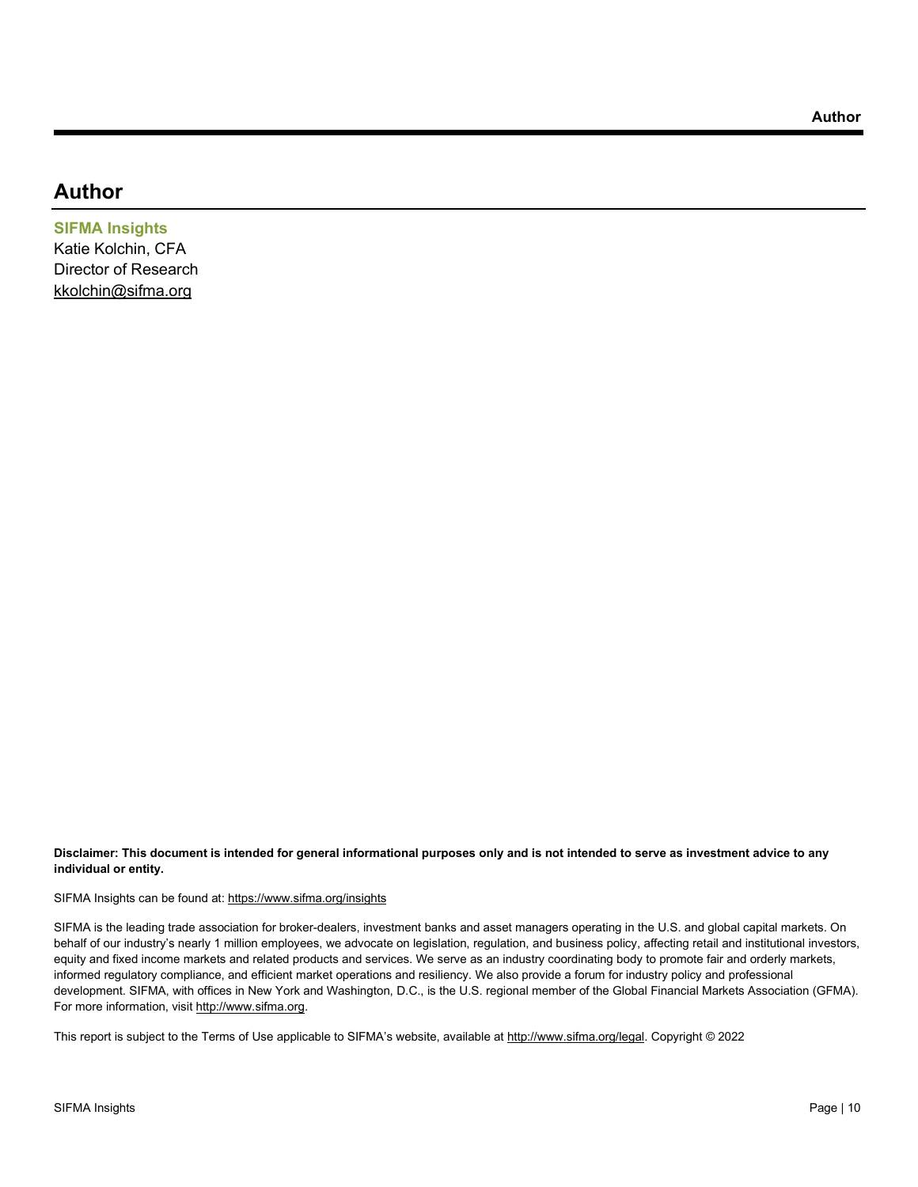## Author

**SIFMA Insights**
Katie Kolchin, CFA
Director of Research
kkolchin@sifma.org

**Disclaimer: This document is intended for general informational purposes only and is not intended to serve as investment advice to any individual or entity.**

SIFMA Insights can be found at: https://www.sifma.org/insights

SIFMA is the leading trade association for broker-dealers, investment banks and asset managers operating in the U.S. and global capital markets. On behalf of our industry's nearly 1 million employees, we advocate on legislation, regulation, and business policy, affecting retail and institutional investors, equity and fixed income markets and related products and services. We serve as an industry coordinating body to promote fair and orderly markets, informed regulatory compliance, and efficient market operations and resiliency. We also provide a forum for industry policy and professional development. SIFMA, with offices in New York and Washington, D.C., is the U.S. regional member of the Global Financial Markets Association (GFMA). For more information, visit http://www.sifma.org.

This report is subject to the Terms of Use applicable to SIFMA's website, available at http://www.sifma.org/legal. Copyright © 2022